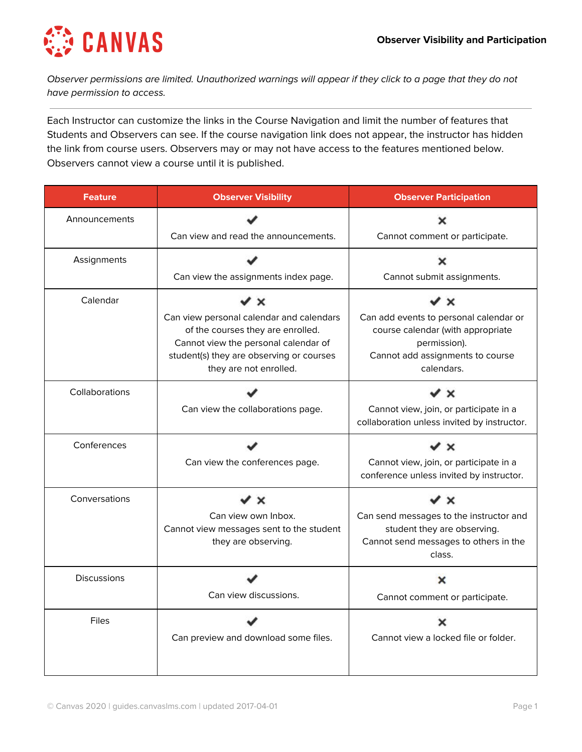# Observer Visibility and Participation

*Observer permissions are limited. Unauthorized warnings will appear if they click to a page that they do not have permission to access.*

---

Each Instructor can customize the links in the Course Navigation and limit the number of features that Students and Observers can see. If the course navigation link does not appear, the instructor has hidden the link from course users. Observers may or may not have access to the features mentioned below. Observers cannot view a course until it is published.

| Feature | Observer Visibility | Observer Participation |
|---|---|---|
| Announcements | ✔ Can view and read the announcements. | ✖ Cannot comment or participate. |
| Assignments | ✔ Can view the assignments index page. | ✖ Cannot submit assignments. |
| Calendar | ✔ ✖ Can view personal calendar and calendars of the courses they are enrolled. Cannot view the personal calendar of student(s) they are observing or courses they are not enrolled. | ✔ ✖ Can add events to personal calendar or course calendar (with appropriate permission). Cannot add assignments to course calendars. |
| Collaborations | ✔ Can view the collaborations page. | ✔ ✖ Cannot view, join, or participate in a collaboration unless invited by instructor. |
| Conferences | ✔ Can view the conferences page. | ✔ ✖ Cannot view, join, or participate in a conference unless invited by instructor. |
| Conversations | ✔ ✖ Can view own Inbox. Cannot view messages sent to the student they are observing. | ✔ ✖ Can send messages to the instructor and student they are observing. Cannot send messages to others in the class. |
| Discussions | ✔ Can view discussions. | ✖ Cannot comment or participate. |
| Files | ✔ Can preview and download some files. | ✖ Cannot view a locked file or folder. |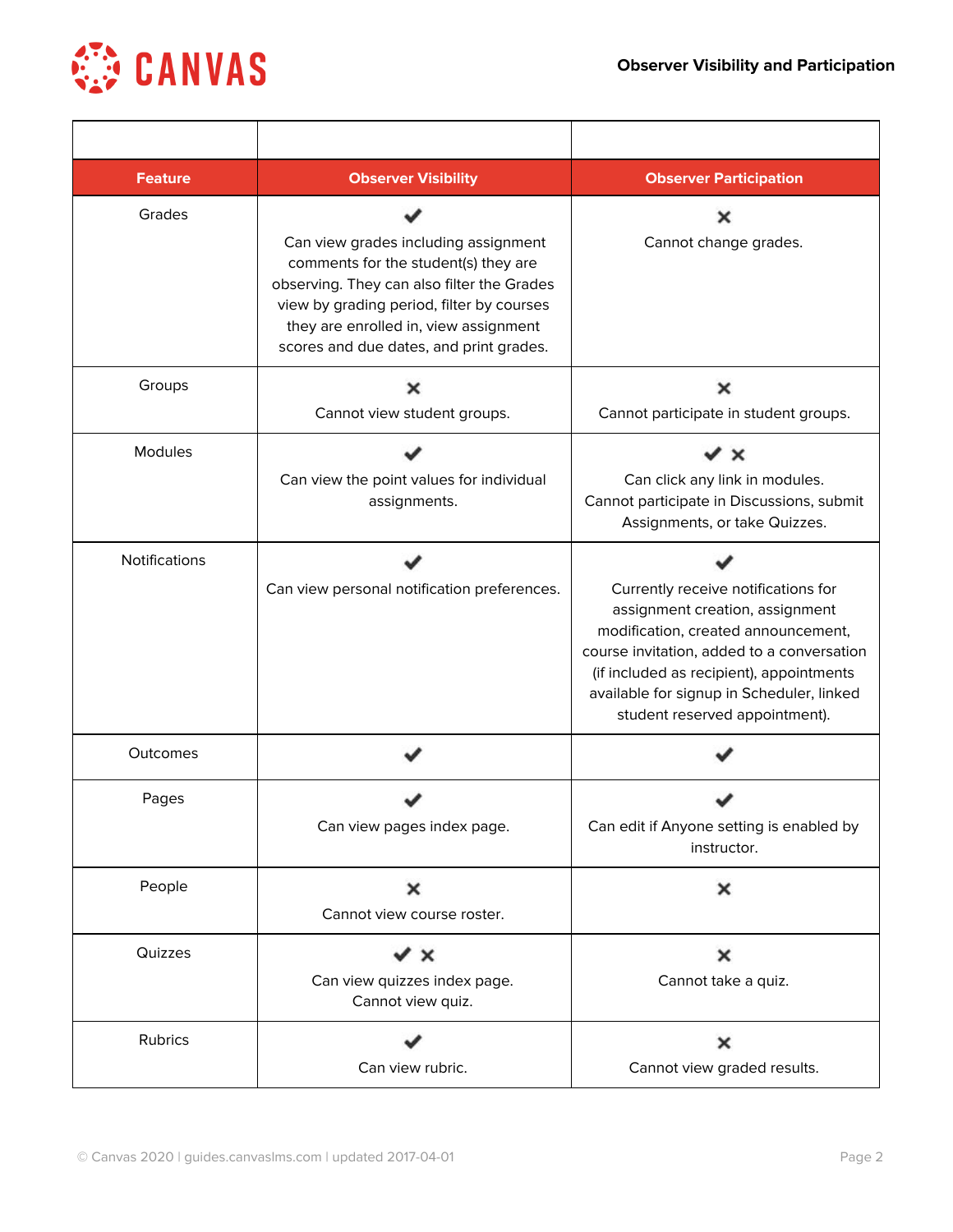| Feature | Observer Visibility | Observer Participation |
|---|---|---|
| Grades | ✔ Can view grades including assignment comments for the student(s) they are observing. They can also filter the Grades view by grading period, filter by courses they are enrolled in, view assignment scores and due dates, and print grades. | ✖ Cannot change grades. |
| Groups | ✖ Cannot view student groups. | ✖ Cannot participate in student groups. |
| Modules | ✔ Can view the point values for individual assignments. | ✔ ✖ Can click any link in modules. Cannot participate in Discussions, submit Assignments, or take Quizzes. |
| Notifications | ✔ Can view personal notification preferences. | ✔ Currently receive notifications for assignment creation, assignment modification, created announcement, course invitation, added to a conversation (if included as recipient), appointments available for signup in Scheduler, linked student reserved appointment). |
| Outcomes | ✔ | ✔ |
| Pages | ✔ Can view pages index page. | ✔ Can edit if Anyone setting is enabled by instructor. |
| People | ✖ Cannot view course roster. | ✖ |
| Quizzes | ✔ ✖ Can view quizzes index page. Cannot view quiz. | ✖ Cannot take a quiz. |
| Rubrics | ✔ Can view rubric. | ✖ Cannot view graded results. |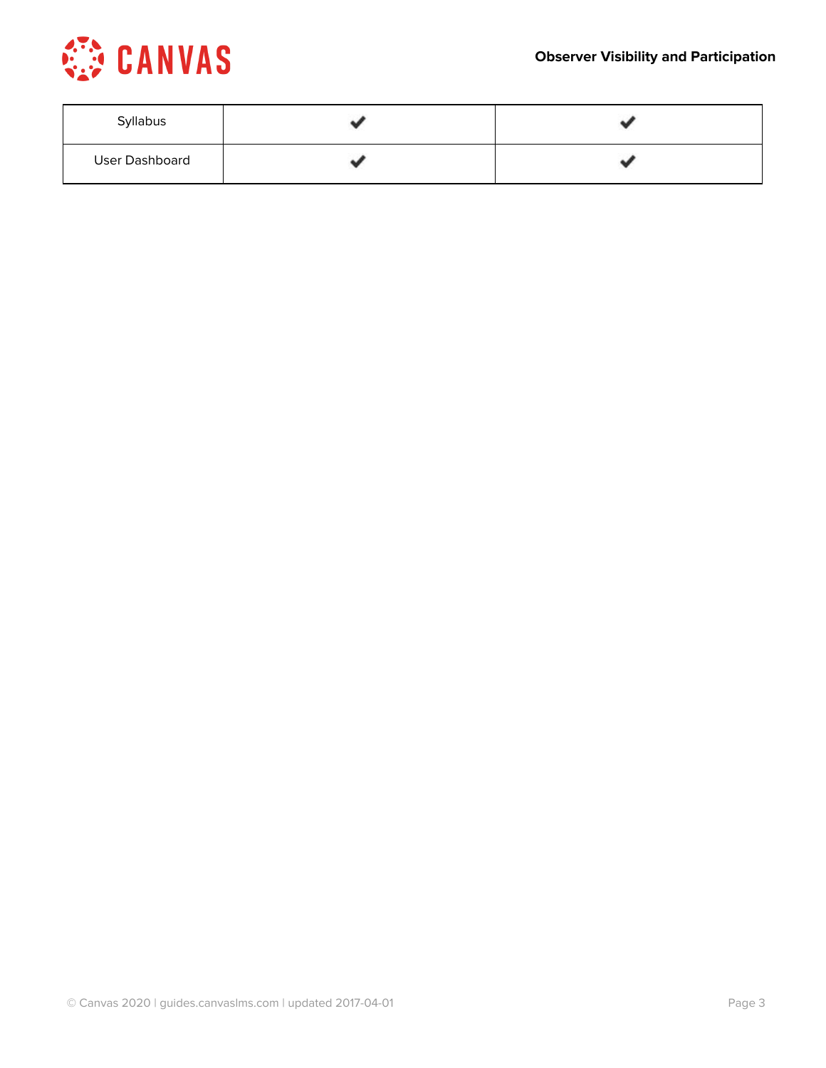| | | |
|---|---|---|
| Syllabus | ✔ | ✔ |
| User Dashboard | ✔ | ✔ |